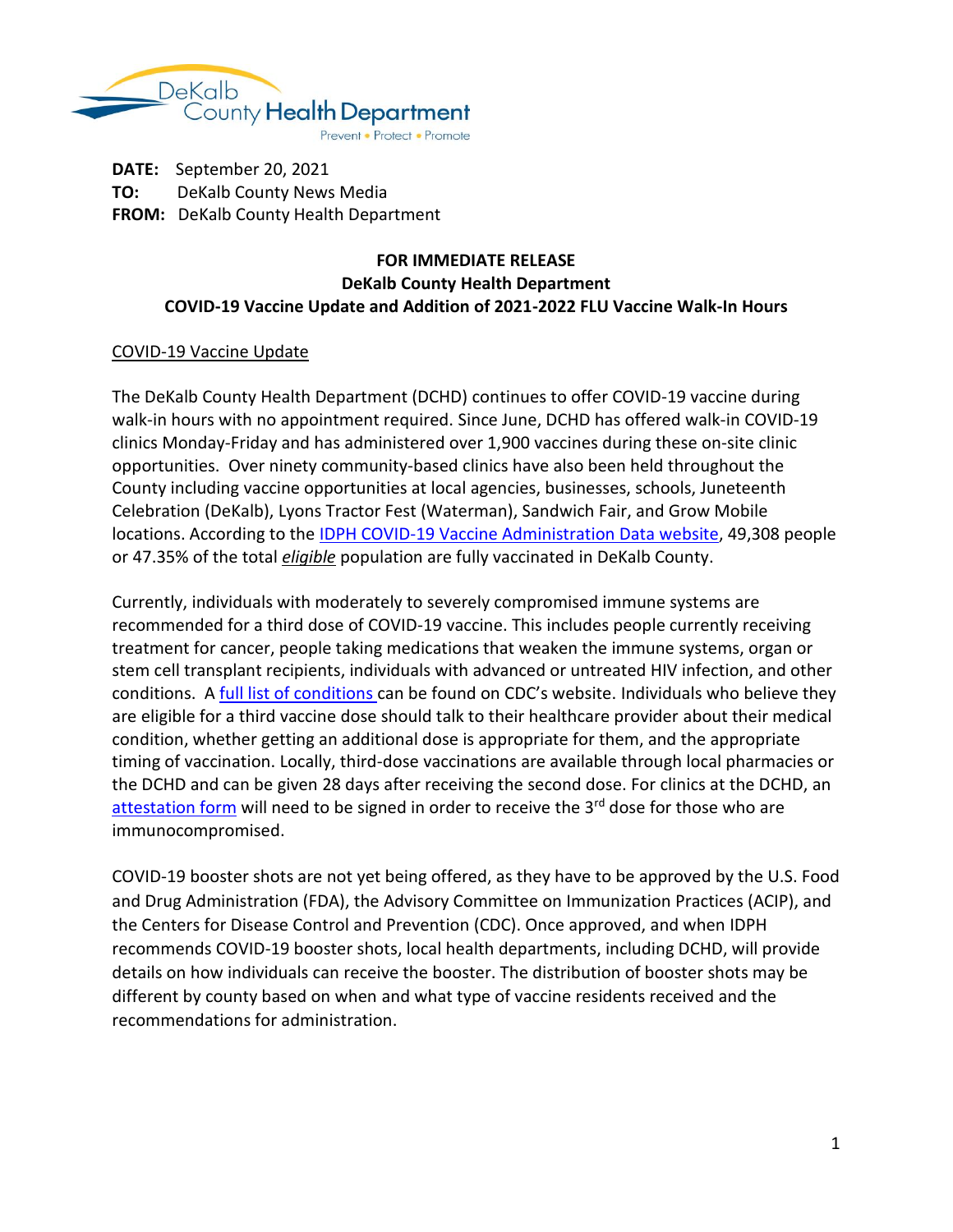DeKalb County Health Department

Prevent • Protect • Promote

**DATE:** September 20, 2021
**TO:** DeKalb County News Media
**FROM:** DeKalb County Health Department

**FOR IMMEDIATE RELEASE**
**DeKalb County Health Department**
**COVID-19 Vaccine Update and Addition of 2021-2022 FLU Vaccine Walk-In Hours**

## COVID-19 Vaccine Update

The DeKalb County Health Department (DCHD) continues to offer COVID-19 vaccine during walk-in hours with no appointment required. Since June, DCHD has offered walk-in COVID-19 clinics Monday-Friday and has administered over 1,900 vaccines during these on-site clinic opportunities. Over ninety community-based clinics have also been held throughout the County including vaccine opportunities at local agencies, businesses, schools, Juneteenth Celebration (DeKalb), Lyons Tractor Fest (Waterman), Sandwich Fair, and Grow Mobile locations. According to the IDPH COVID-19 Vaccine Administration Data website, 49,308 people or 47.35% of the total ***eligible*** population are fully vaccinated in DeKalb County.

Currently, individuals with moderately to severely compromised immune systems are recommended for a third dose of COVID-19 vaccine. This includes people currently receiving treatment for cancer, people taking medications that weaken the immune systems, organ or stem cell transplant recipients, individuals with advanced or untreated HIV infection, and other conditions. A full list of conditions can be found on CDC's website. Individuals who believe they are eligible for a third vaccine dose should talk to their healthcare provider about their medical condition, whether getting an additional dose is appropriate for them, and the appropriate timing of vaccination. Locally, third-dose vaccinations are available through local pharmacies or the DCHD and can be given 28 days after receiving the second dose. For clinics at the DCHD, an attestation form will need to be signed in order to receive the 3rd dose for those who are immunocompromised.

COVID-19 booster shots are not yet being offered, as they have to be approved by the U.S. Food and Drug Administration (FDA), the Advisory Committee on Immunization Practices (ACIP), and the Centers for Disease Control and Prevention (CDC). Once approved, and when IDPH recommends COVID-19 booster shots, local health departments, including DCHD, will provide details on how individuals can receive the booster. The distribution of booster shots may be different by county based on when and what type of vaccine residents received and the recommendations for administration.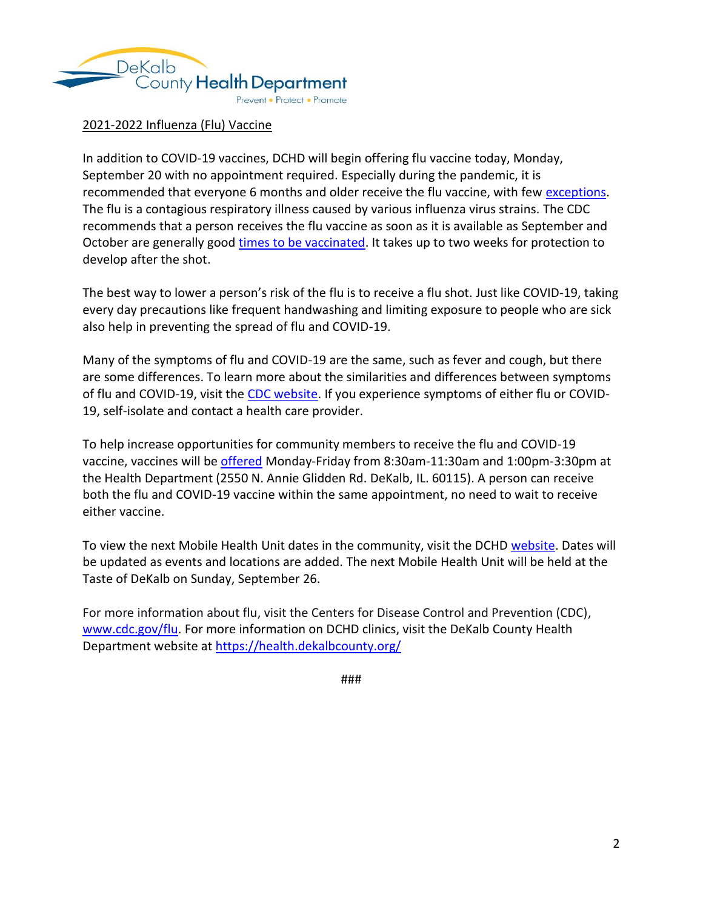DeKalb County Health Department

Prevent • Protect • Promote

2021-2022 Influenza (Flu) Vaccine

In addition to COVID-19 vaccines, DCHD will begin offering flu vaccine today, Monday, September 20 with no appointment required. Especially during the pandemic, it is recommended that everyone 6 months and older receive the flu vaccine, with few exceptions. The flu is a contagious respiratory illness caused by various influenza virus strains. The CDC recommends that a person receives the flu vaccine as soon as it is available as September and October are generally good times to be vaccinated. It takes up to two weeks for protection to develop after the shot.

The best way to lower a person's risk of the flu is to receive a flu shot. Just like COVID-19, taking every day precautions like frequent handwashing and limiting exposure to people who are sick also help in preventing the spread of flu and COVID-19.

Many of the symptoms of flu and COVID-19 are the same, such as fever and cough, but there are some differences. To learn more about the similarities and differences between symptoms of flu and COVID-19, visit the CDC website. If you experience symptoms of either flu or COVID-19, self-isolate and contact a health care provider.

To help increase opportunities for community members to receive the flu and COVID-19 vaccine, vaccines will be offered Monday-Friday from 8:30am-11:30am and 1:00pm-3:30pm at the Health Department (2550 N. Annie Glidden Rd. DeKalb, IL. 60115). A person can receive both the flu and COVID-19 vaccine within the same appointment, no need to wait to receive either vaccine.

To view the next Mobile Health Unit dates in the community, visit the DCHD website. Dates will be updated as events and locations are added. The next Mobile Health Unit will be held at the Taste of DeKalb on Sunday, September 26.

For more information about flu, visit the Centers for Disease Control and Prevention (CDC), www.cdc.gov/flu. For more information on DCHD clinics, visit the DeKalb County Health Department website at https://health.dekalbcounty.org/

###